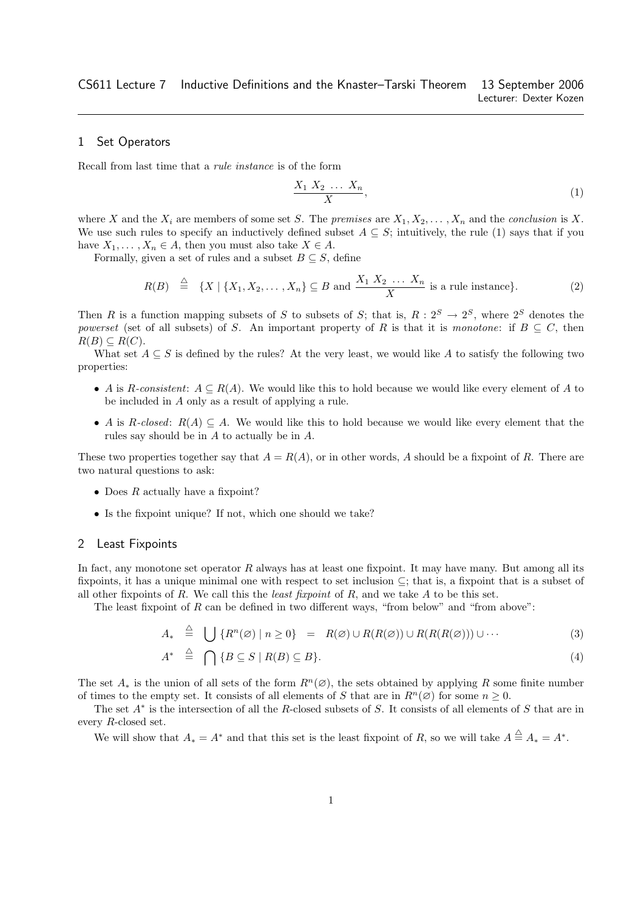CS611 Lecture 7 Inductive Definitions and the Knaster–Tarski Theorem 13 September 2006
Lecturer: Dexter Kozen

## 1 Set Operators

Recall from last time that a *rule instance* is of the form

$$\frac{X_1 \; X_2 \; \ldots \; X_n}{X}, \tag{1}$$

where $X$ and the $X_i$ are members of some set $S$. The *premises* are $X_1, X_2, \ldots, X_n$ and the *conclusion* is $X$. We use such rules to specify an inductively defined subset $A \subseteq S$; intuitively, the rule (1) says that if you have $X_1, \ldots, X_n \in A$, then you must also take $X \in A$.

Formally, given a set of rules and a subset $B \subseteq S$, define

$$R(B) \;\stackrel{\triangle}{=}\; \{X \mid \{X_1, X_2, \ldots, X_n\} \subseteq B \text{ and } \frac{X_1 \; X_2 \; \ldots \; X_n}{X} \text{ is a rule instance}\}. \tag{2}$$

Then $R$ is a function mapping subsets of $S$ to subsets of $S$; that is, $R : 2^S \to 2^S$, where $2^S$ denotes the *powerset* (set of all subsets) of $S$. An important property of $R$ is that it is *monotone*: if $B \subseteq C$, then $R(B) \subseteq R(C)$.

What set $A \subseteq S$ is defined by the rules? At the very least, we would like $A$ to satisfy the following two properties:

- $A$ is *R-consistent*: $A \subseteq R(A)$. We would like this to hold because we would like every element of $A$ to be included in $A$ only as a result of applying a rule.
- $A$ is *R-closed*: $R(A) \subseteq A$. We would like this to hold because we would like every element that the rules say should be in $A$ to actually be in $A$.

These two properties together say that $A = R(A)$, or in other words, $A$ should be a fixpoint of $R$. There are two natural questions to ask:

- Does $R$ actually have a fixpoint?
- Is the fixpoint unique? If not, which one should we take?

## 2 Least Fixpoints

In fact, any monotone set operator $R$ always has at least one fixpoint. It may have many. But among all its fixpoints, it has a unique minimal one with respect to set inclusion $\subseteq$; that is, a fixpoint that is a subset of all other fixpoints of $R$. We call this the *least fixpoint* of $R$, and we take $A$ to be this set.

The least fixpoint of $R$ can be defined in two different ways, "from below" and "from above":

$$A_* \;\stackrel{\triangle}{=}\; \bigcup \{R^n(\varnothing) \mid n \geq 0\} \;=\; R(\varnothing) \cup R(R(\varnothing)) \cup R(R(R(\varnothing))) \cup \cdots \tag{3}$$

$$A^* \;\stackrel{\triangle}{=}\; \bigcap \{B \subseteq S \mid R(B) \subseteq B\}. \tag{4}$$

The set $A_*$ is the union of all sets of the form $R^n(\varnothing)$, the sets obtained by applying $R$ some finite number of times to the empty set. It consists of all elements of $S$ that are in $R^n(\varnothing)$ for some $n \geq 0$.

The set $A^*$ is the intersection of all the $R$-closed subsets of $S$. It consists of all elements of $S$ that are in every $R$-closed set.

We will show that $A_* = A^*$ and that this set is the least fixpoint of $R$, so we will take $A \stackrel{\triangle}{=} A_* = A^*$.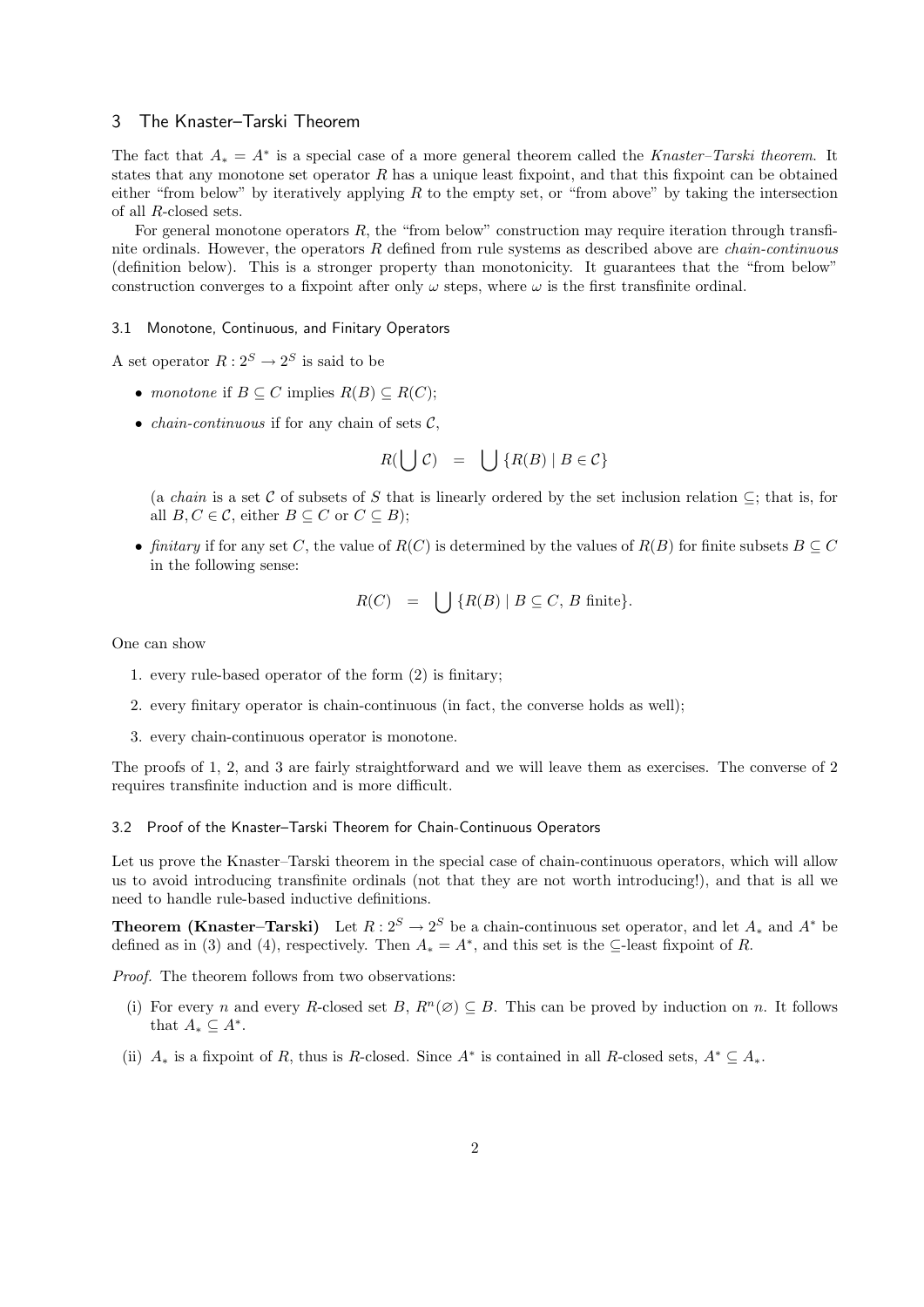## 3 The Knaster–Tarski Theorem

The fact that $A_* = A^*$ is a special case of a more general theorem called the *Knaster–Tarski theorem*. It states that any monotone set operator $R$ has a unique least fixpoint, and that this fixpoint can be obtained either "from below" by iteratively applying $R$ to the empty set, or "from above" by taking the intersection of all $R$-closed sets.

For general monotone operators $R$, the "from below" construction may require iteration through transfinite ordinals. However, the operators $R$ defined from rule systems as described above are *chain-continuous* (definition below). This is a stronger property than monotonicity. It guarantees that the "from below" construction converges to a fixpoint after only $\omega$ steps, where $\omega$ is the first transfinite ordinal.

### 3.1 Monotone, Continuous, and Finitary Operators

A set operator $R : 2^S \to 2^S$ is said to be

- *monotone* if $B \subseteq C$ implies $R(B) \subseteq R(C)$;
- *chain-continuous* if for any chain of sets $\mathcal{C}$,

$$R(\bigcup \mathcal{C}) \quad = \quad \bigcup \{R(B) \mid B \in \mathcal{C}\}$$

  (a *chain* is a set $\mathcal{C}$ of subsets of $S$ that is linearly ordered by the set inclusion relation $\subseteq$; that is, for all $B, C \in \mathcal{C}$, either $B \subseteq C$ or $C \subseteq B$);

- *finitary* if for any set $C$, the value of $R(C)$ is determined by the values of $R(B)$ for finite subsets $B \subseteq C$ in the following sense:

$$R(C) \quad = \quad \bigcup \{R(B) \mid B \subseteq C,\ B \text{ finite}\}.$$

One can show

1. every rule-based operator of the form (2) is finitary;
2. every finitary operator is chain-continuous (in fact, the converse holds as well);
3. every chain-continuous operator is monotone.

The proofs of 1, 2, and 3 are fairly straightforward and we will leave them as exercises. The converse of 2 requires transfinite induction and is more difficult.

### 3.2 Proof of the Knaster–Tarski Theorem for Chain-Continuous Operators

Let us prove the Knaster–Tarski theorem in the special case of chain-continuous operators, which will allow us to avoid introducing transfinite ordinals (not that they are not worth introducing!), and that is all we need to handle rule-based inductive definitions.

**Theorem (Knaster–Tarski)** Let $R : 2^S \to 2^S$ be a chain-continuous set operator, and let $A_*$ and $A^*$ be defined as in (3) and (4), respectively. Then $A_* = A^*$, and this set is the $\subseteq$-least fixpoint of $R$.

*Proof.* The theorem follows from two observations:

(i) For every $n$ and every $R$-closed set $B$, $R^n(\varnothing) \subseteq B$. This can be proved by induction on $n$. It follows that $A_* \subseteq A^*$.

(ii) $A_*$ is a fixpoint of $R$, thus is $R$-closed. Since $A^*$ is contained in all $R$-closed sets, $A^* \subseteq A_*$.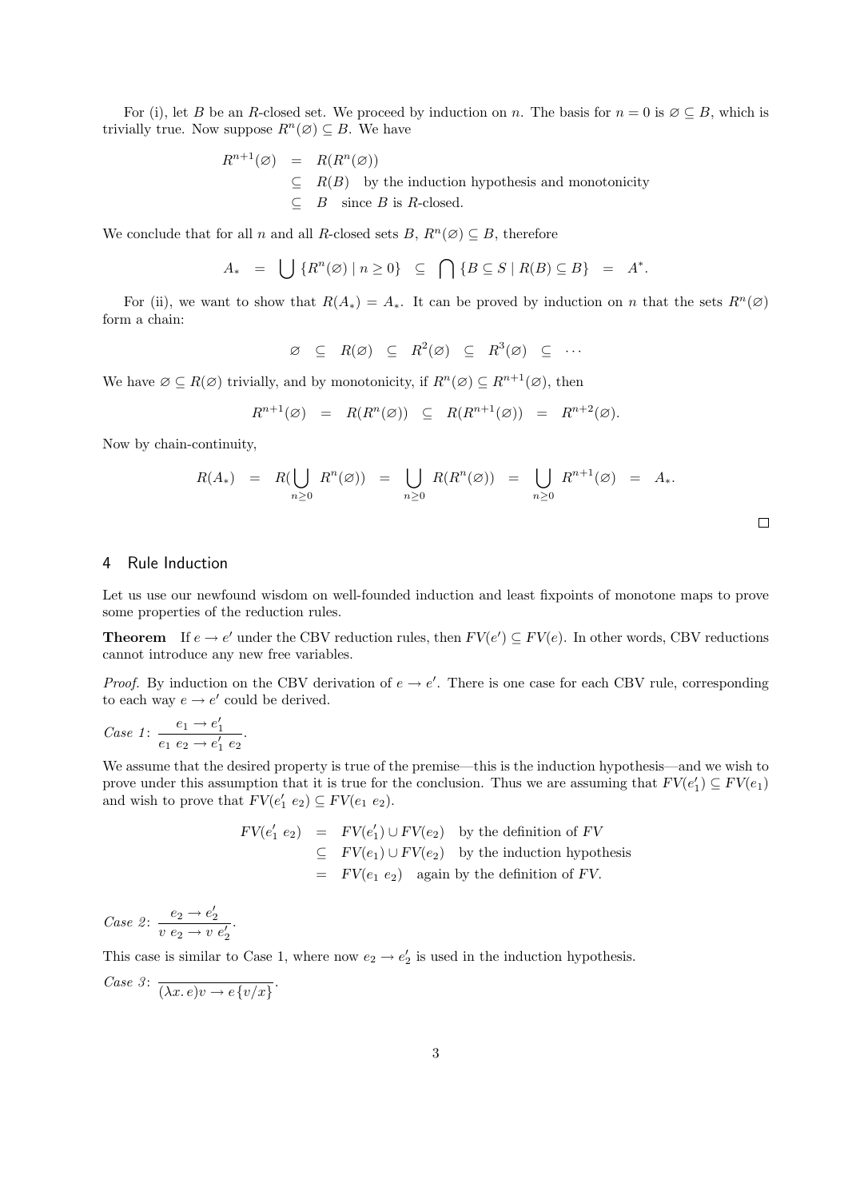For (i), let $B$ be an $R$-closed set. We proceed by induction on $n$. The basis for $n = 0$ is $\varnothing \subseteq B$, which is trivially true. Now suppose $R^n(\varnothing) \subseteq B$. We have

$$
\begin{aligned}
R^{n+1}(\varnothing) &= R(R^n(\varnothing)) \\
&\subseteq R(B) \quad \text{by the induction hypothesis and monotonicity} \\
&\subseteq B \quad \text{since } B \text{ is } R\text{-closed.}
\end{aligned}
$$

We conclude that for all $n$ and all $R$-closed sets $B$, $R^n(\varnothing) \subseteq B$, therefore

$$
A_* \;=\; \bigcup \{R^n(\varnothing) \mid n \geq 0\} \;\subseteq\; \bigcap \{B \subseteq S \mid R(B) \subseteq B\} \;=\; A^*.
$$

For (ii), we want to show that $R(A_*) = A_*$. It can be proved by induction on $n$ that the sets $R^n(\varnothing)$ form a chain:

$$
\varnothing \;\subseteq\; R(\varnothing) \;\subseteq\; R^2(\varnothing) \;\subseteq\; R^3(\varnothing) \;\subseteq\; \cdots
$$

We have $\varnothing \subseteq R(\varnothing)$ trivially, and by monotonicity, if $R^n(\varnothing) \subseteq R^{n+1}(\varnothing)$, then

$$
R^{n+1}(\varnothing) \;=\; R(R^n(\varnothing)) \;\subseteq\; R(R^{n+1}(\varnothing)) \;=\; R^{n+2}(\varnothing).
$$

Now by chain-continuity,

$$
R(A_*) \;=\; R(\bigcup_{n\geq 0} R^n(\varnothing)) \;=\; \bigcup_{n\geq 0} R(R^n(\varnothing)) \;=\; \bigcup_{n\geq 0} R^{n+1}(\varnothing) \;=\; A_*.
$$

□

## 4 Rule Induction

Let us use our newfound wisdom on well-founded induction and least fixpoints of monotone maps to prove some properties of the reduction rules.

**Theorem** If $e \to e'$ under the CBV reduction rules, then $FV(e') \subseteq FV(e)$. In other words, CBV reductions cannot introduce any new free variables.

*Proof.* By induction on the CBV derivation of $e \to e'$. There is one case for each CBV rule, corresponding to each way $e \to e'$ could be derived.

*Case 1*: $\dfrac{e_1 \to e_1'}{e_1\ e_2 \to e_1'\ e_2}$.

We assume that the desired property is true of the premise—this is the induction hypothesis—and we wish to prove under this assumption that it is true for the conclusion. Thus we are assuming that $FV(e_1') \subseteq FV(e_1)$ and wish to prove that $FV(e_1'\ e_2) \subseteq FV(e_1\ e_2)$.

$$
\begin{aligned}
FV(e_1'\ e_2) &= FV(e_1') \cup FV(e_2) \quad \text{by the definition of } FV \\
&\subseteq FV(e_1) \cup FV(e_2) \quad \text{by the induction hypothesis} \\
&= FV(e_1\ e_2) \quad \text{again by the definition of } FV.
\end{aligned}
$$

*Case 2*: $\dfrac{e_2 \to e_2'}{v\ e_2 \to v\ e_2'}$.

This case is similar to Case 1, where now $e_2 \to e_2'$ is used in the induction hypothesis.

*Case 3*: $\dfrac{}{(\lambda x.\, e)v \to e\,\{v/x\}}$.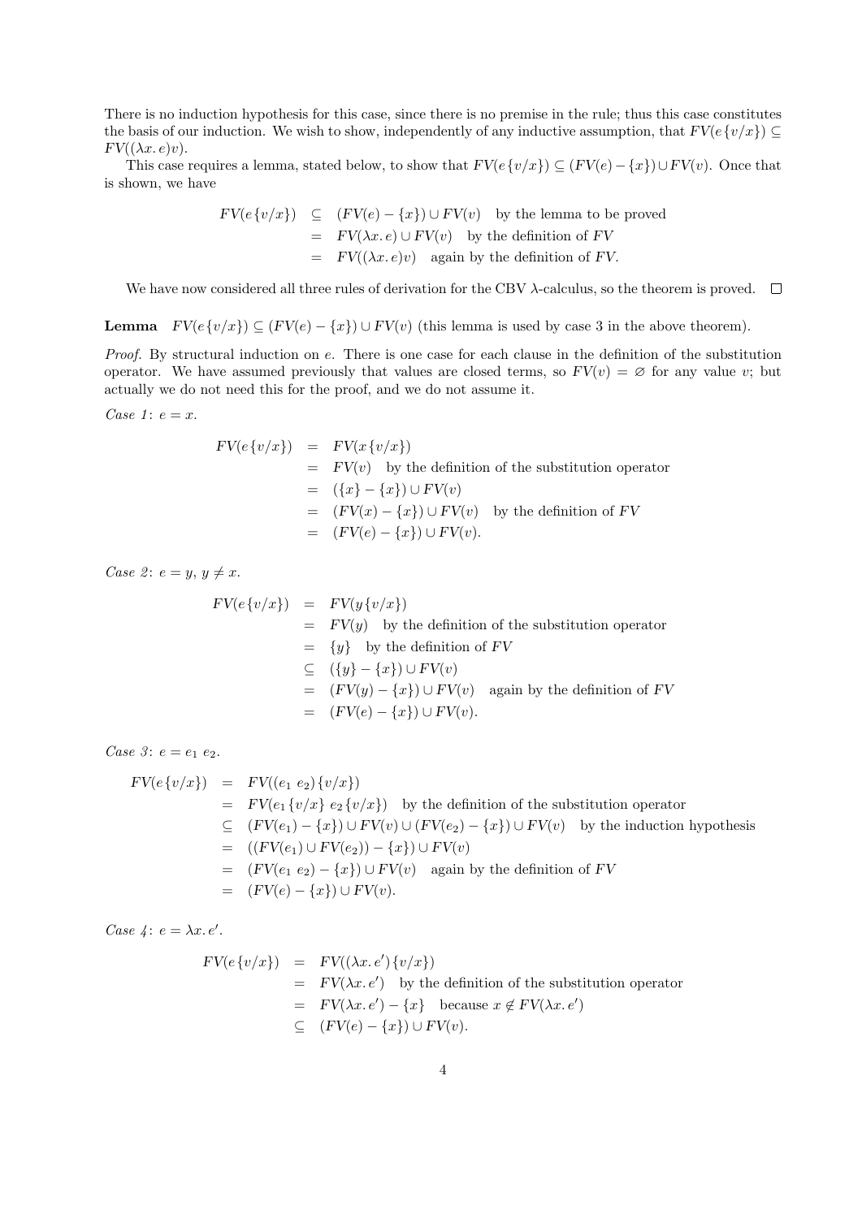There is no induction hypothesis for this case, since there is no premise in the rule; thus this case constitutes the basis of our induction. We wish to show, independently of any inductive assumption, that $FV(e\{v/x\}) \subseteq FV((\lambda x.\, e)v)$.

This case requires a lemma, stated below, to show that $FV(e\{v/x\}) \subseteq (FV(e) - \{x\}) \cup FV(v)$. Once that is shown, we have

$$
\begin{aligned}
FV(e\{v/x\}) &\subseteq (FV(e) - \{x\}) \cup FV(v) \quad \text{by the lemma to be proved} \\
&= FV(\lambda x.\, e) \cup FV(v) \quad \text{by the definition of } FV \\
&= FV((\lambda x.\, e)v) \quad \text{again by the definition of } FV.
\end{aligned}
$$

We have now considered all three rules of derivation for the CBV $\lambda$-calculus, so the theorem is proved. □

**Lemma** $FV(e\{v/x\}) \subseteq (FV(e) - \{x\}) \cup FV(v)$ (this lemma is used by case 3 in the above theorem).

*Proof.* By structural induction on $e$. There is one case for each clause in the definition of the substitution operator. We have assumed previously that values are closed terms, so $FV(v) = \varnothing$ for any value $v$; but actually we do not need this for the proof, and we do not assume it.

*Case 1*: $e = x$.

$$
\begin{aligned}
FV(e\{v/x\}) &= FV(x\{v/x\}) \\
&= FV(v) \quad \text{by the definition of the substitution operator} \\
&= (\{x\} - \{x\}) \cup FV(v) \\
&= (FV(x) - \{x\}) \cup FV(v) \quad \text{by the definition of } FV \\
&= (FV(e) - \{x\}) \cup FV(v).
\end{aligned}
$$

*Case 2*: $e = y$, $y \neq x$.

$$
\begin{aligned}
FV(e\{v/x\}) &= FV(y\{v/x\}) \\
&= FV(y) \quad \text{by the definition of the substitution operator} \\
&= \{y\} \quad \text{by the definition of } FV \\
&\subseteq (\{y\} - \{x\}) \cup FV(v) \\
&= (FV(y) - \{x\}) \cup FV(v) \quad \text{again by the definition of } FV \\
&= (FV(e) - \{x\}) \cup FV(v).
\end{aligned}
$$

*Case 3*: $e = e_1\ e_2$.

$$
\begin{aligned}
FV(e\{v/x\}) &= FV((e_1\ e_2)\{v/x\}) \\
&= FV(e_1\{v/x\}\ e_2\{v/x\}) \quad \text{by the definition of the substitution operator} \\
&\subseteq (FV(e_1) - \{x\}) \cup FV(v) \cup (FV(e_2) - \{x\}) \cup FV(v) \quad \text{by the induction hypothesis} \\
&= ((FV(e_1) \cup FV(e_2)) - \{x\}) \cup FV(v) \\
&= (FV(e_1\ e_2) - \{x\}) \cup FV(v) \quad \text{again by the definition of } FV \\
&= (FV(e) - \{x\}) \cup FV(v).
\end{aligned}
$$

*Case 4*: $e = \lambda x.\, e'$.

$$
\begin{aligned}
FV(e\{v/x\}) &= FV((\lambda x.\, e')\{v/x\}) \\
&= FV(\lambda x.\, e') \quad \text{by the definition of the substitution operator} \\
&= FV(\lambda x.\, e') - \{x\} \quad \text{because } x \notin FV(\lambda x.\, e') \\
&\subseteq (FV(e) - \{x\}) \cup FV(v).
\end{aligned}
$$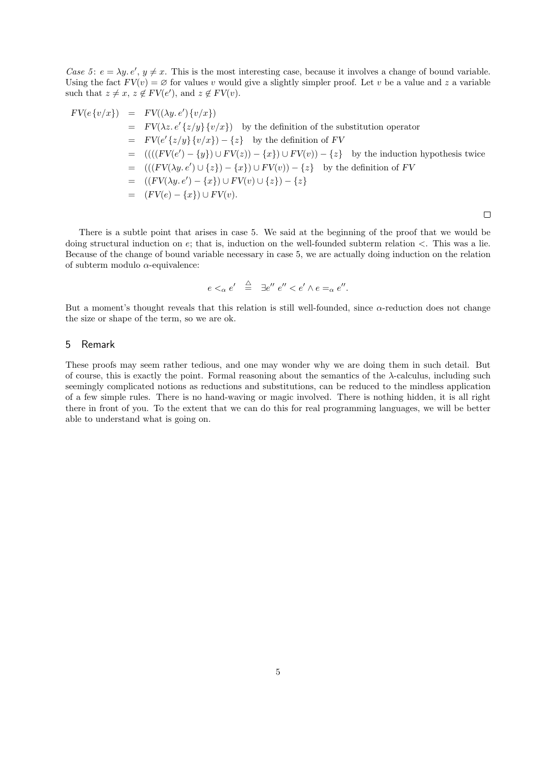*Case 5*: $e = \lambda y.\, e'$, $y \neq x$. This is the most interesting case, because it involves a change of bound variable. Using the fact $FV(v) = \varnothing$ for values $v$ would give a slightly simpler proof. Let $v$ be a value and $z$ a variable such that $z \neq x$, $z \notin FV(e')$, and $z \notin FV(v)$.

$$
\begin{array}{rcll}
FV(e\{v/x\}) & = & FV((\lambda y.\, e')\{v/x\}) & \\
& = & FV(\lambda z.\, e'\{z/y\}\{v/x\}) & \text{by the definition of the substitution operator} \\
& = & FV(e'\{z/y\}\{v/x\}) - \{z\} & \text{by the definition of } FV \\
& = & ((((FV(e') - \{y\}) \cup FV(z)) - \{x\}) \cup FV(v)) - \{z\} & \text{by the induction hypothesis twice} \\
& = & (((FV(\lambda y.\, e') \cup \{z\}) - \{x\}) \cup FV(v)) - \{z\} & \text{by the definition of } FV \\
& = & ((FV(\lambda y.\, e') - \{x\}) \cup FV(v) \cup \{z\}) - \{z\} & \\
& = & (FV(e) - \{x\}) \cup FV(v). &
\end{array}
$$

$\square$

There is a subtle point that arises in case 5. We said at the beginning of the proof that we would be doing structural induction on $e$; that is, induction on the well-founded subterm relation $<$. This was a lie. Because of the change of bound variable necessary in case 5, we are actually doing induction on the relation of subterm modulo $\alpha$-equivalence:

$$e <_\alpha e' \;\; \stackrel{\triangle}{=} \;\; \exists e''\; e'' < e' \wedge e =_\alpha e''.$$

But a moment's thought reveals that this relation is still well-founded, since $\alpha$-reduction does not change the size or shape of the term, so we are ok.

## 5 Remark

These proofs may seem rather tedious, and one may wonder why we are doing them in such detail. But of course, this is exactly the point. Formal reasoning about the semantics of the $\lambda$-calculus, including such seemingly complicated notions as reductions and substitutions, can be reduced to the mindless application of a few simple rules. There is no hand-waving or magic involved. There is nothing hidden, it is all right there in front of you. To the extent that we can do this for real programming languages, we will be better able to understand what is going on.